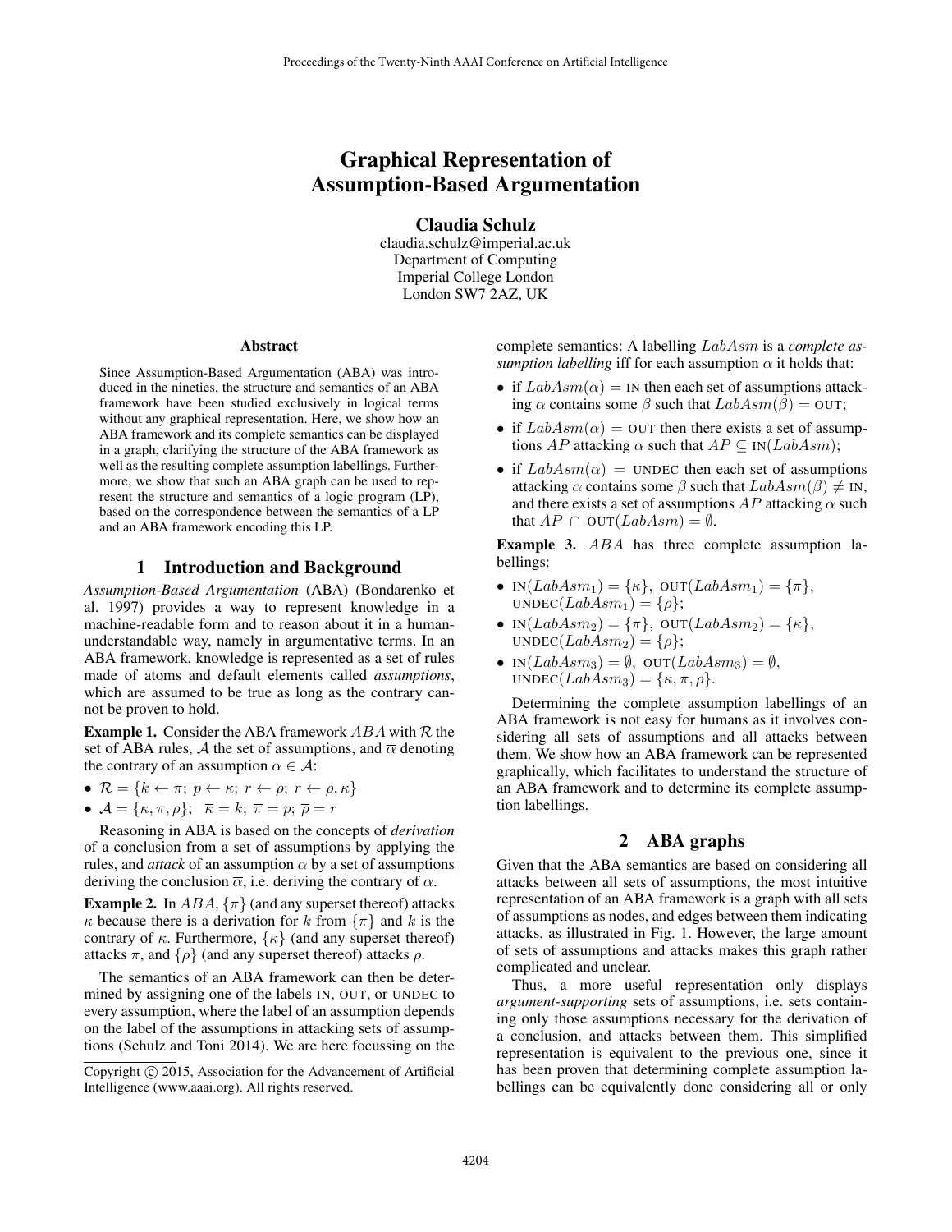# Graphical Representation of Assumption-Based Argumentation

**Claudia Schulz**
claudia.schulz@imperial.ac.uk
Department of Computing
Imperial College London
London SW7 2AZ, UK

### Abstract

Since Assumption-Based Argumentation (ABA) was introduced in the nineties, the structure and semantics of an ABA framework have been studied exclusively in logical terms without any graphical representation. Here, we show how an ABA framework and its complete semantics can be displayed in a graph, clarifying the structure of the ABA framework as well as the resulting complete assumption labellings. Furthermore, we show that such an ABA graph can be used to represent the structure and semantics of a logic program (LP), based on the correspondence between the semantics of a LP and an ABA framework encoding this LP.

## 1 Introduction and Background

*Assumption-Based Argumentation* (ABA) (Bondarenko et al. 1997) provides a way to represent knowledge in a machine-readable form and to reason about it in a human-understandable way, namely in argumentative terms. In an ABA framework, knowledge is represented as a set of rules made of atoms and default elements called *assumptions*, which are assumed to be true as long as the contrary cannot be proven to hold.

**Example 1.** Consider the ABA framework $ABA$ with $\mathcal{R}$ the set of ABA rules, $\mathcal{A}$ the set of assumptions, and $\overline{\alpha}$ denoting the contrary of an assumption $\alpha \in \mathcal{A}$:

- $\mathcal{R} = \{k \leftarrow \pi;\ p \leftarrow \kappa;\ r \leftarrow \rho;\ r \leftarrow \rho, \kappa\}$
- $\mathcal{A} = \{\kappa, \pi, \rho\}$; $\ \overline{\kappa} = k$; $\overline{\pi} = p$; $\overline{\rho} = r$

Reasoning in ABA is based on the concepts of *derivation* of a conclusion from a set of assumptions by applying the rules, and *attack* of an assumption $\alpha$ by a set of assumptions deriving the conclusion $\overline{\alpha}$, i.e. deriving the contrary of $\alpha$.

**Example 2.** In $ABA$, $\{\pi\}$ (and any superset thereof) attacks $\kappa$ because there is a derivation for $k$ from $\{\pi\}$ and $k$ is the contrary of $\kappa$. Furthermore, $\{\kappa\}$ (and any superset thereof) attacks $\pi$, and $\{\rho\}$ (and any superset thereof) attacks $\rho$.

The semantics of an ABA framework can then be determined by assigning one of the labels IN, OUT, or UNDEC to every assumption, where the label of an assumption depends on the label of the assumptions in attacking sets of assumptions (Schulz and Toni 2014). We are here focussing on the complete semantics: A labelling $LabAsm$ is a *complete assumption labelling* iff for each assumption $\alpha$ it holds that:

- if $LabAsm(\alpha) = \text{IN}$ then each set of assumptions attacking $\alpha$ contains some $\beta$ such that $LabAsm(\beta) = \text{OUT}$;
- if $LabAsm(\alpha) = \text{OUT}$ then there exists a set of assumptions $AP$ attacking $\alpha$ such that $AP \subseteq \text{IN}(LabAsm)$;
- if $LabAsm(\alpha) = \text{UNDEC}$ then each set of assumptions attacking $\alpha$ contains some $\beta$ such that $LabAsm(\beta) \neq \text{IN}$, and there exists a set of assumptions $AP$ attacking $\alpha$ such that $AP \cap \text{OUT}(LabAsm) = \emptyset$.

**Example 3.** $ABA$ has three complete assumption labellings:

- $\text{IN}(LabAsm_1) = \{\kappa\}$, $\text{OUT}(LabAsm_1) = \{\pi\}$, $\text{UNDEC}(LabAsm_1) = \{\rho\}$;
- $\text{IN}(LabAsm_2) = \{\pi\}$, $\text{OUT}(LabAsm_2) = \{\kappa\}$, $\text{UNDEC}(LabAsm_2) = \{\rho\}$;
- $\text{IN}(LabAsm_3) = \emptyset$, $\text{OUT}(LabAsm_3) = \emptyset$, $\text{UNDEC}(LabAsm_3) = \{\kappa, \pi, \rho\}$.

Determining the complete assumption labellings of an ABA framework is not easy for humans as it involves considering all sets of assumptions and all attacks between them. We show how an ABA framework can be represented graphically, which facilitates to understand the structure of an ABA framework and to determine its complete assumption labellings.

## 2 ABA graphs

Given that the ABA semantics are based on considering all attacks between all sets of assumptions, the most intuitive representation of an ABA framework is a graph with all sets of assumptions as nodes, and edges between them indicating attacks, as illustrated in Fig. 1. However, the large amount of sets of assumptions and attacks makes this graph rather complicated and unclear.

Thus, a more useful representation only displays *argument-supporting* sets of assumptions, i.e. sets containing only those assumptions necessary for the derivation of a conclusion, and attacks between them. This simplified representation is equivalent to the previous one, since it has been proven that determining complete assumption labellings can be equivalently done considering all or only

Copyright © 2015, Association for the Advancement of Artificial Intelligence (www.aaai.org). All rights reserved.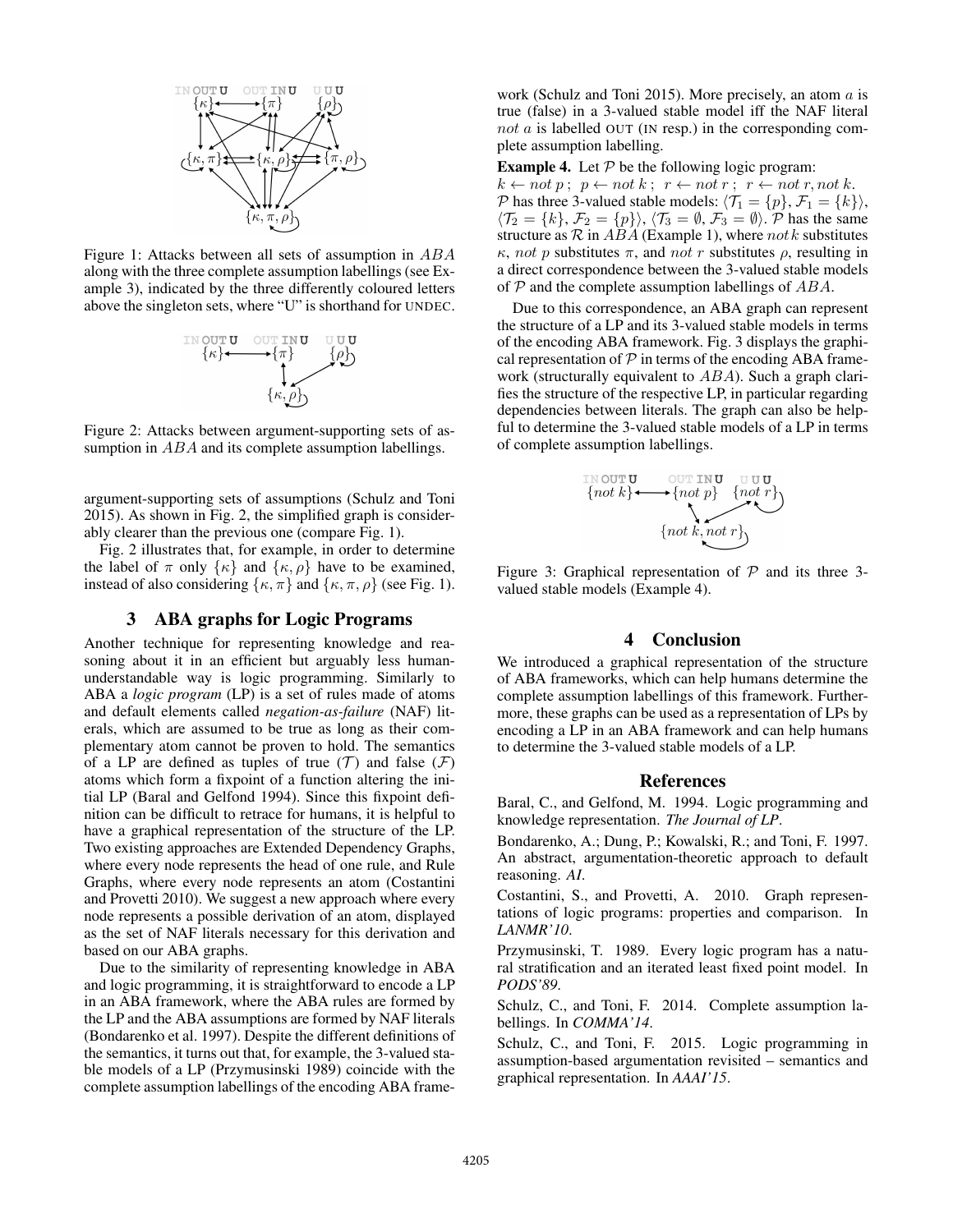IN OUT U    OUT IN U    U U U

$\{\kappa\}$    $\{\pi\}$    $\{\rho\}$

$\{\kappa, \pi\}$    $\{\kappa, \rho\}$    $\{\pi, \rho\}$

$\{\kappa, \pi, \rho\}$

Figure 1: Attacks between all sets of assumption in $ABA$ along with the three complete assumption labellings (see Example 3), indicated by the three differently coloured letters above the singleton sets, where "U" is shorthand for UNDEC.

IN OUT U    OUT IN U    U U U

$\{\kappa\}$    $\{\pi\}$    $\{\rho\}$

$\{\kappa, \rho\}$

Figure 2: Attacks between argument-supporting sets of assumption in $ABA$ and its complete assumption labellings.

argument-supporting sets of assumptions (Schulz and Toni 2015). As shown in Fig. 2, the simplified graph is considerably clearer than the previous one (compare Fig. 1).

Fig. 2 illustrates that, for example, in order to determine the label of $\pi$ only $\{\kappa\}$ and $\{\kappa, \rho\}$ have to be examined, instead of also considering $\{\kappa, \pi\}$ and $\{\kappa, \pi, \rho\}$ (see Fig. 1).

## 3 ABA graphs for Logic Programs

Another technique for representing knowledge and reasoning about it in an efficient but arguably less human-understandable way is logic programming. Similarly to ABA a *logic program* (LP) is a set of rules made of atoms and default elements called *negation-as-failure* (NAF) literals, which are assumed to be true as long as their complementary atom cannot be proven to hold. The semantics of a LP are defined as tuples of true ($\mathcal{T}$) and false ($\mathcal{F}$) atoms which form a fixpoint of a function altering the initial LP (Baral and Gelfond 1994). Since this fixpoint definition can be difficult to retrace for humans, it is helpful to have a graphical representation of the structure of the LP. Two existing approaches are Extended Dependency Graphs, where every node represents the head of one rule, and Rule Graphs, where every node represents an atom (Costantini and Provetti 2010). We suggest a new approach where every node represents a possible derivation of an atom, displayed as the set of NAF literals necessary for this derivation and based on our ABA graphs.

Due to the similarity of representing knowledge in ABA and logic programming, it is straightforward to encode a LP in an ABA framework, where the ABA rules are formed by the LP and the ABA assumptions are formed by NAF literals (Bondarenko et al. 1997). Despite the different definitions of the semantics, it turns out that, for example, the 3-valued stable models of a LP (Przymusinski 1989) coincide with the complete assumption labellings of the encoding ABA framework (Schulz and Toni 2015). More precisely, an atom $a$ is true (false) in a 3-valued stable model iff the NAF literal $not\ a$ is labelled OUT (IN resp.) in the corresponding complete assumption labelling.

**Example 4.** Let $\mathcal{P}$ be the following logic program:
$k \leftarrow not\ p$ ; $p \leftarrow not\ k$ ; $r \leftarrow not\ r$ ; $r \leftarrow not\ r, not\ k$.
$\mathcal{P}$ has three 3-valued stable models: $\langle \mathcal{T}_1 = \{p\}, \mathcal{F}_1 = \{k\} \rangle$, $\langle \mathcal{T}_2 = \{k\}, \mathcal{F}_2 = \{p\} \rangle$, $\langle \mathcal{T}_3 = \emptyset, \mathcal{F}_3 = \emptyset \rangle$. $\mathcal{P}$ has the same structure as $\mathcal{R}$ in $ABA$ (Example 1), where $not\ k$ substitutes $\kappa$, $not\ p$ substitutes $\pi$, and $not\ r$ substitutes $\rho$, resulting in a direct correspondence between the 3-valued stable models of $\mathcal{P}$ and the complete assumption labellings of $ABA$.

Due to this correspondence, an ABA graph can represent the structure of a LP and its 3-valued stable models in terms of the encoding ABA framework. Fig. 3 displays the graphical representation of $\mathcal{P}$ in terms of the encoding ABA framework (structurally equivalent to $ABA$). Such a graph clarifies the structure of the respective LP, in particular regarding dependencies between literals. The graph can also be helpful to determine the 3-valued stable models of a LP in terms of complete assumption labellings.

IN OUT U    OUT IN U    U U U

$\{not\ k\}$    $\{not\ p\}$    $\{not\ r\}$

$\{not\ k, not\ r\}$

Figure 3: Graphical representation of $\mathcal{P}$ and its three 3-valued stable models (Example 4).

## 4 Conclusion

We introduced a graphical representation of the structure of ABA frameworks, which can help humans determine the complete assumption labellings of this framework. Furthermore, these graphs can be used as a representation of LPs by encoding a LP in an ABA framework and can help humans to determine the 3-valued stable models of a LP.

## References

Baral, C., and Gelfond, M. 1994. Logic programming and knowledge representation. *The Journal of LP*.

Bondarenko, A.; Dung, P.; Kowalski, R.; and Toni, F. 1997. An abstract, argumentation-theoretic approach to default reasoning. *AI*.

Costantini, S., and Provetti, A. 2010. Graph representations of logic programs: properties and comparison. In *LANMR'10*.

Przymusinski, T. 1989. Every logic program has a natural stratification and an iterated least fixed point model. In *PODS'89*.

Schulz, C., and Toni, F. 2014. Complete assumption labellings. In *COMMA'14*.

Schulz, C., and Toni, F. 2015. Logic programming in assumption-based argumentation revisited – semantics and graphical representation. In *AAAI'15*.